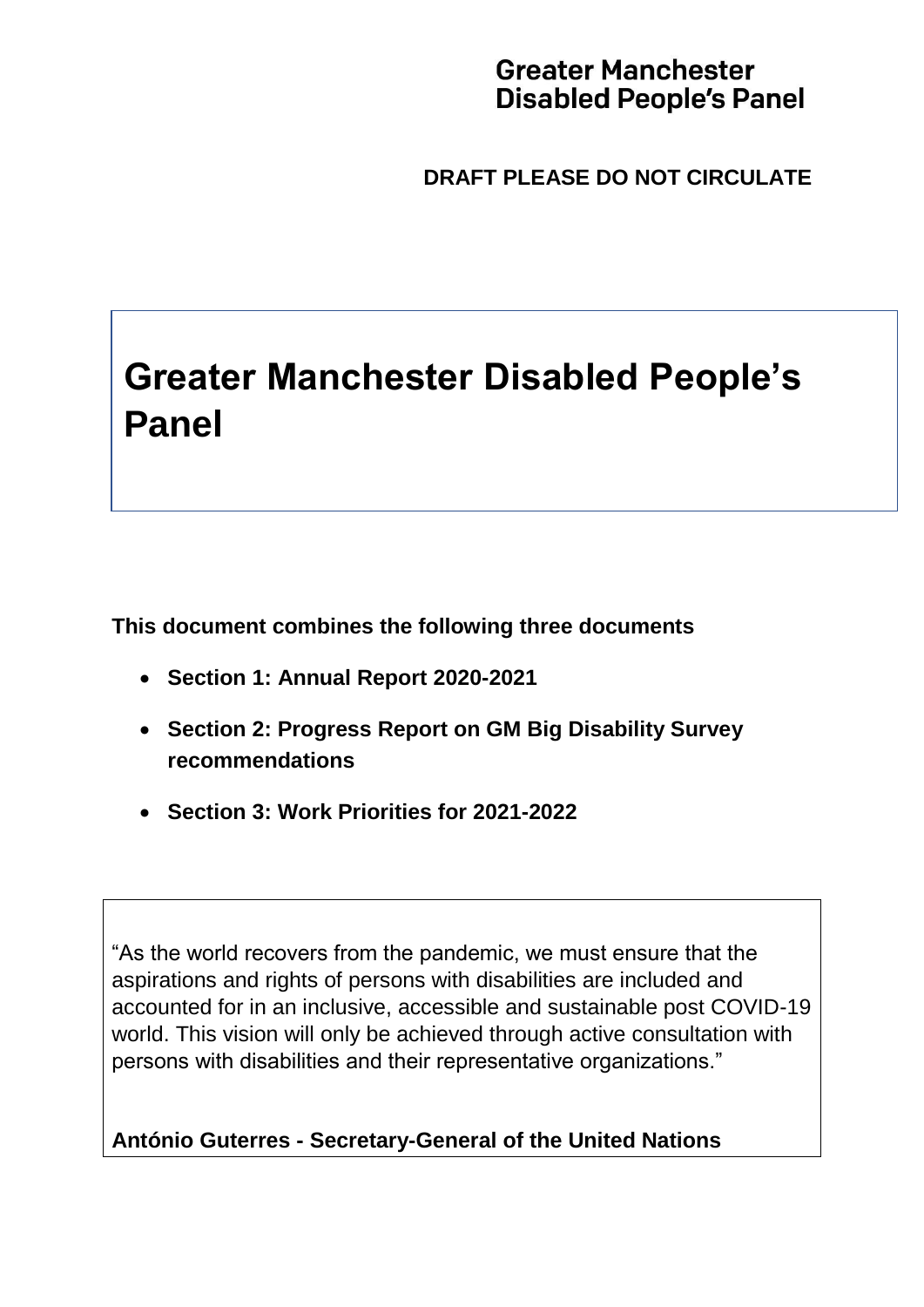**Greater Manchester Disabled People's Panel**

**DRAFT PLEASE DO NOT CIRCULATE**

# Greater Manchester Disabled People's Panel

**This document combines the following three documents**

- **Section 1: Annual Report 2020-2021**
- **Section 2: Progress Report on GM Big Disability Survey recommendations**
- **Section 3: Work Priorities for 2021-2022**

"As the world recovers from the pandemic, we must ensure that the aspirations and rights of persons with disabilities are included and accounted for in an inclusive, accessible and sustainable post COVID-19 world. This vision will only be achieved through active consultation with persons with disabilities and their representative organizations."

**António Guterres - Secretary-General of the United Nations**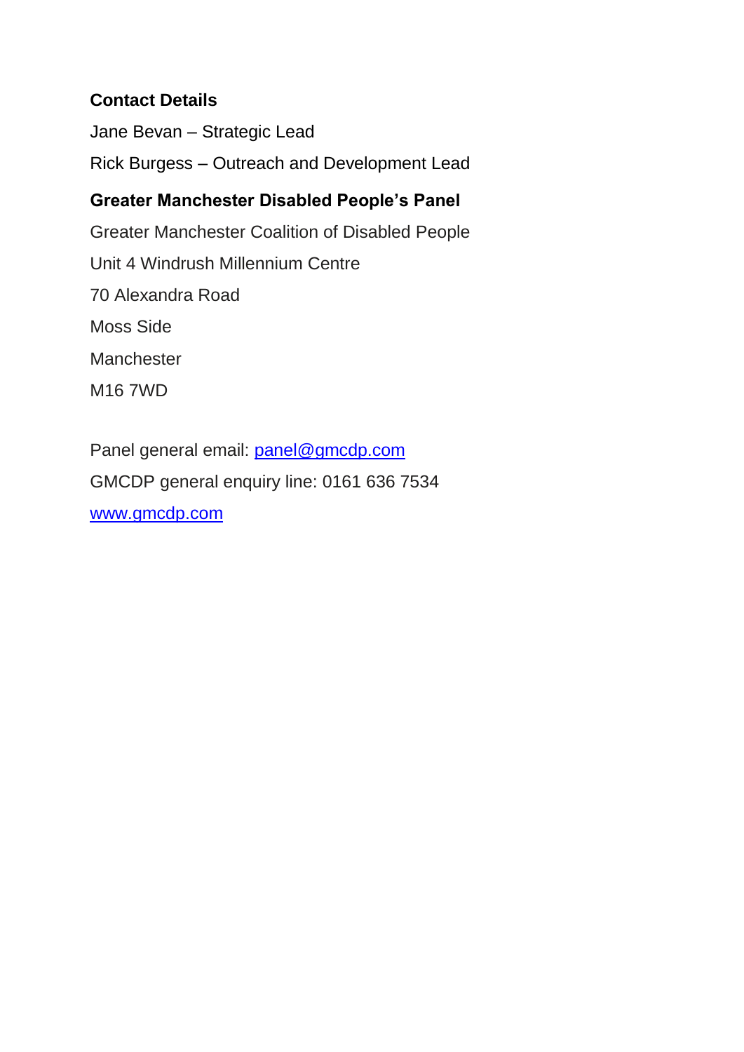**Contact Details**

Jane Bevan – Strategic Lead

Rick Burgess – Outreach and Development Lead

**Greater Manchester Disabled People's Panel**

Greater Manchester Coalition of Disabled People

Unit 4 Windrush Millennium Centre

70 Alexandra Road

Moss Side

Manchester

M16 7WD

Panel general email: panel@gmcdp.com

GMCDP general enquiry line: 0161 636 7534

www.gmcdp.com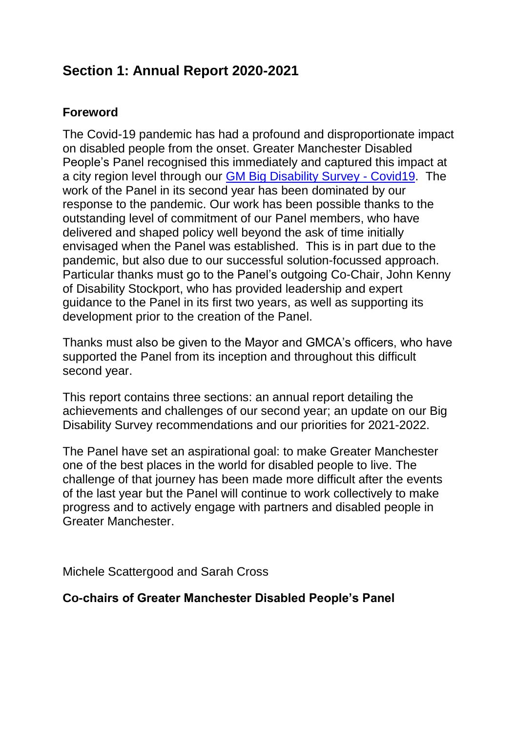## Section 1: Annual Report 2020-2021

### Foreword

The Covid-19 pandemic has had a profound and disproportionate impact on disabled people from the onset. Greater Manchester Disabled People's Panel recognised this immediately and captured this impact at a city region level through our GM Big Disability Survey - Covid19. The work of the Panel in its second year has been dominated by our response to the pandemic. Our work has been possible thanks to the outstanding level of commitment of our Panel members, who have delivered and shaped policy well beyond the ask of time initially envisaged when the Panel was established. This is in part due to the pandemic, but also due to our successful solution-focussed approach. Particular thanks must go to the Panel's outgoing Co-Chair, John Kenny of Disability Stockport, who has provided leadership and expert guidance to the Panel in its first two years, as well as supporting its development prior to the creation of the Panel.

Thanks must also be given to the Mayor and GMCA's officers, who have supported the Panel from its inception and throughout this difficult second year.

This report contains three sections: an annual report detailing the achievements and challenges of our second year; an update on our Big Disability Survey recommendations and our priorities for 2021-2022.

The Panel have set an aspirational goal: to make Greater Manchester one of the best places in the world for disabled people to live. The challenge of that journey has been made more difficult after the events of the last year but the Panel will continue to work collectively to make progress and to actively engage with partners and disabled people in Greater Manchester.

Michele Scattergood and Sarah Cross

**Co-chairs of Greater Manchester Disabled People's Panel**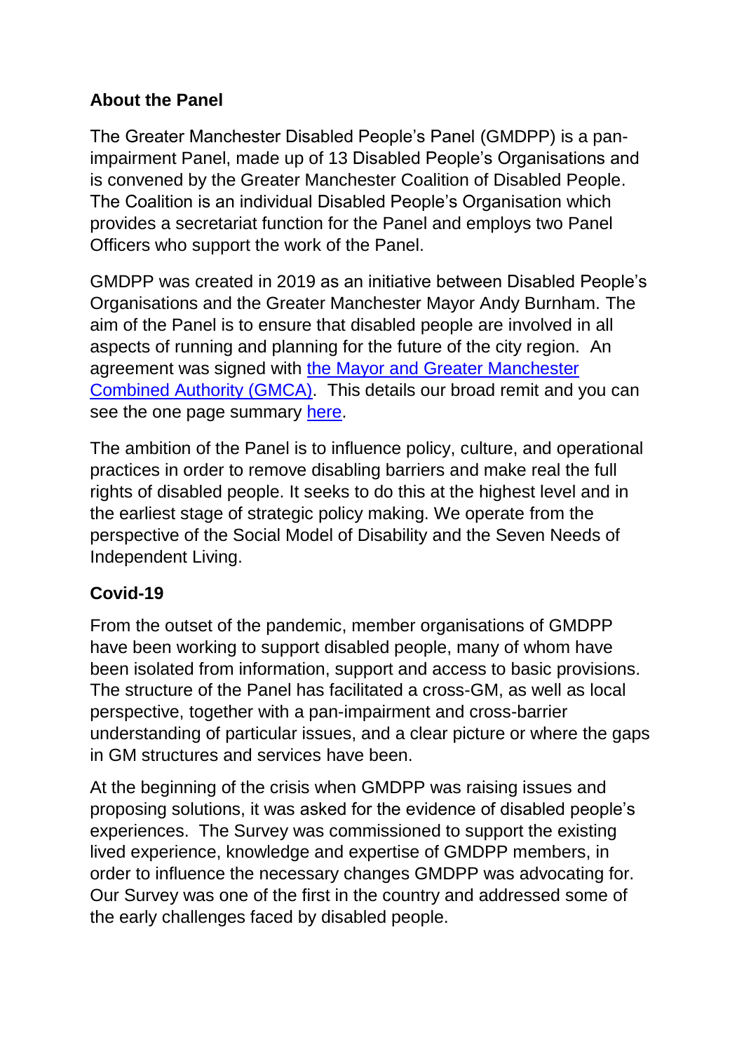## About the Panel

The Greater Manchester Disabled People's Panel (GMDPP) is a pan-impairment Panel, made up of 13 Disabled People's Organisations and is convened by the Greater Manchester Coalition of Disabled People. The Coalition is an individual Disabled People's Organisation which provides a secretariat function for the Panel and employs two Panel Officers who support the work of the Panel.

GMDPP was created in 2019 as an initiative between Disabled People's Organisations and the Greater Manchester Mayor Andy Burnham. The aim of the Panel is to ensure that disabled people are involved in all aspects of running and planning for the future of the city region. An agreement was signed with [the Mayor and Greater Manchester Combined Authority (GMCA)](). This details our broad remit and you can see the one page summary [here]().

The ambition of the Panel is to influence policy, culture, and operational practices in order to remove disabling barriers and make real the full rights of disabled people. It seeks to do this at the highest level and in the earliest stage of strategic policy making. We operate from the perspective of the Social Model of Disability and the Seven Needs of Independent Living.

## Covid-19

From the outset of the pandemic, member organisations of GMDPP have been working to support disabled people, many of whom have been isolated from information, support and access to basic provisions. The structure of the Panel has facilitated a cross-GM, as well as local perspective, together with a pan-impairment and cross-barrier understanding of particular issues, and a clear picture or where the gaps in GM structures and services have been.

At the beginning of the crisis when GMDPP was raising issues and proposing solutions, it was asked for the evidence of disabled people's experiences. The Survey was commissioned to support the existing lived experience, knowledge and expertise of GMDPP members, in order to influence the necessary changes GMDPP was advocating for. Our Survey was one of the first in the country and addressed some of the early challenges faced by disabled people.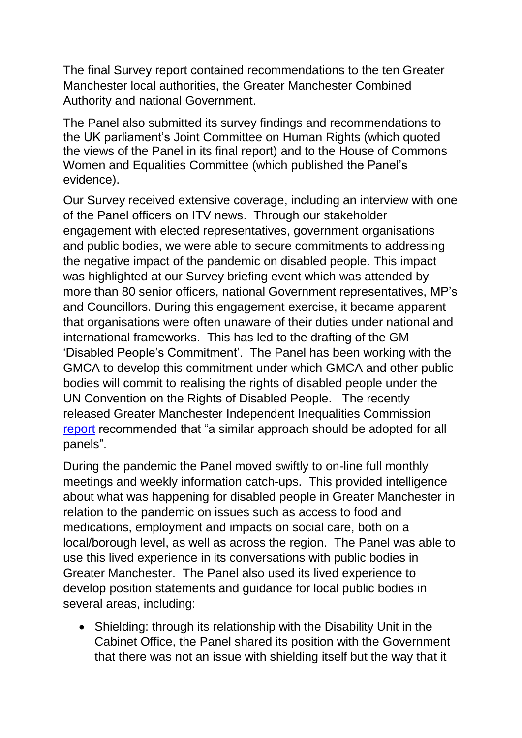The final Survey report contained recommendations to the ten Greater Manchester local authorities, the Greater Manchester Combined Authority and national Government.

The Panel also submitted its survey findings and recommendations to the UK parliament's Joint Committee on Human Rights (which quoted the views of the Panel in its final report) and to the House of Commons Women and Equalities Committee (which published the Panel's evidence).

Our Survey received extensive coverage, including an interview with one of the Panel officers on ITV news. Through our stakeholder engagement with elected representatives, government organisations and public bodies, we were able to secure commitments to addressing the negative impact of the pandemic on disabled people. This impact was highlighted at our Survey briefing event which was attended by more than 80 senior officers, national Government representatives, MP's and Councillors. During this engagement exercise, it became apparent that organisations were often unaware of their duties under national and international frameworks. This has led to the drafting of the GM 'Disabled People's Commitment'. The Panel has been working with the GMCA to develop this commitment under which GMCA and other public bodies will commit to realising the rights of disabled people under the UN Convention on the Rights of Disabled People. The recently released Greater Manchester Independent Inequalities Commission report recommended that "a similar approach should be adopted for all panels".

During the pandemic the Panel moved swiftly to on-line full monthly meetings and weekly information catch-ups. This provided intelligence about what was happening for disabled people in Greater Manchester in relation to the pandemic on issues such as access to food and medications, employment and impacts on social care, both on a local/borough level, as well as across the region. The Panel was able to use this lived experience in its conversations with public bodies in Greater Manchester. The Panel also used its lived experience to develop position statements and guidance for local public bodies in several areas, including:

- Shielding: through its relationship with the Disability Unit in the Cabinet Office, the Panel shared its position with the Government that there was not an issue with shielding itself but the way that it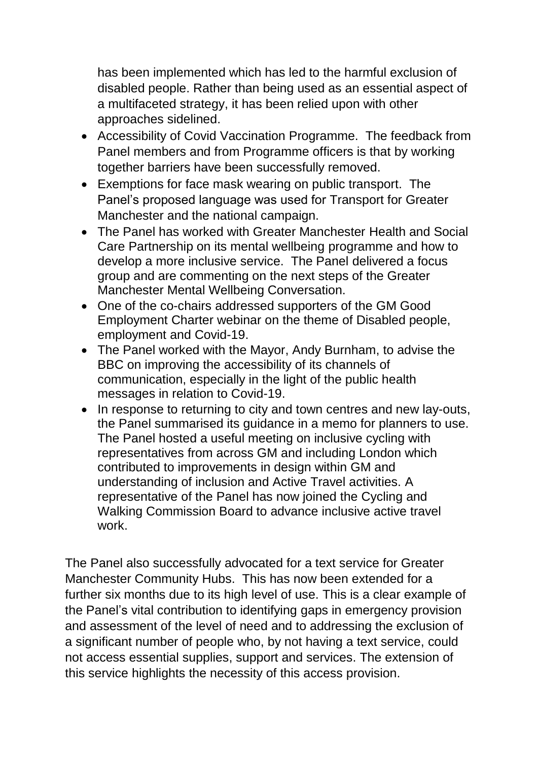has been implemented which has led to the harmful exclusion of disabled people. Rather than being used as an essential aspect of a multifaceted strategy, it has been relied upon with other approaches sidelined.

- Accessibility of Covid Vaccination Programme. The feedback from Panel members and from Programme officers is that by working together barriers have been successfully removed.
- Exemptions for face mask wearing on public transport. The Panel's proposed language was used for Transport for Greater Manchester and the national campaign.
- The Panel has worked with Greater Manchester Health and Social Care Partnership on its mental wellbeing programme and how to develop a more inclusive service. The Panel delivered a focus group and are commenting on the next steps of the Greater Manchester Mental Wellbeing Conversation.
- One of the co-chairs addressed supporters of the GM Good Employment Charter webinar on the theme of Disabled people, employment and Covid-19.
- The Panel worked with the Mayor, Andy Burnham, to advise the BBC on improving the accessibility of its channels of communication, especially in the light of the public health messages in relation to Covid-19.
- In response to returning to city and town centres and new lay-outs, the Panel summarised its guidance in a memo for planners to use. The Panel hosted a useful meeting on inclusive cycling with representatives from across GM and including London which contributed to improvements in design within GM and understanding of inclusion and Active Travel activities. A representative of the Panel has now joined the Cycling and Walking Commission Board to advance inclusive active travel work.

The Panel also successfully advocated for a text service for Greater Manchester Community Hubs. This has now been extended for a further six months due to its high level of use. This is a clear example of the Panel's vital contribution to identifying gaps in emergency provision and assessment of the level of need and to addressing the exclusion of a significant number of people who, by not having a text service, could not access essential supplies, support and services. The extension of this service highlights the necessity of this access provision.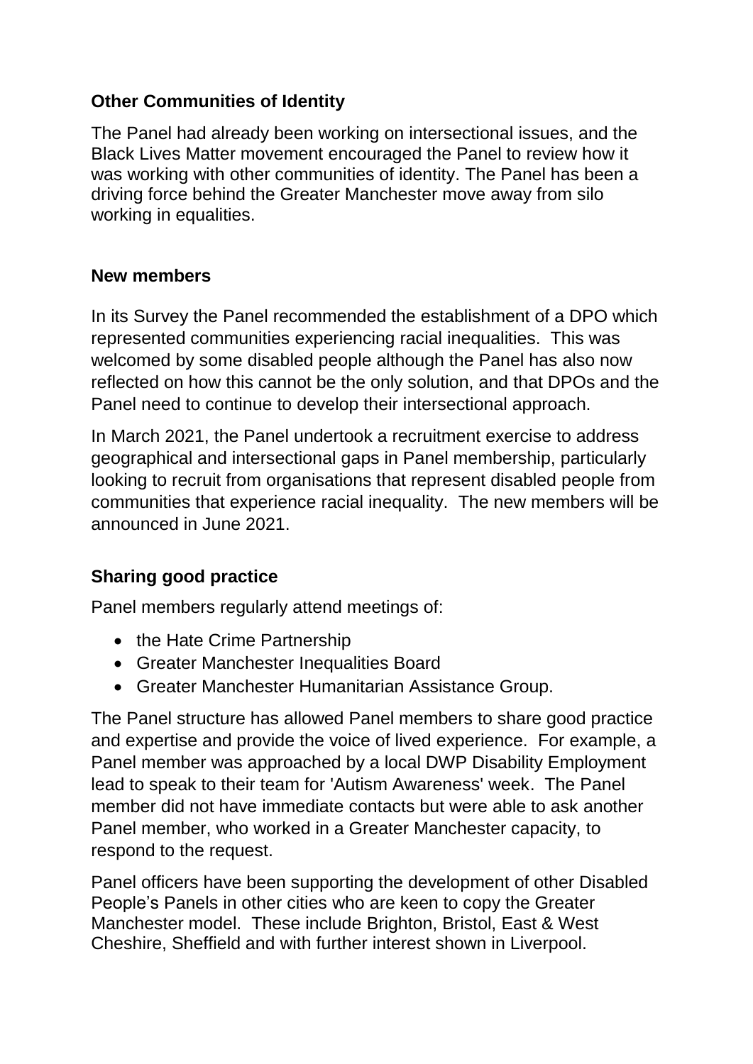### Other Communities of Identity

The Panel had already been working on intersectional issues, and the Black Lives Matter movement encouraged the Panel to review how it was working with other communities of identity. The Panel has been a driving force behind the Greater Manchester move away from silo working in equalities.

### New members

In its Survey the Panel recommended the establishment of a DPO which represented communities experiencing racial inequalities. This was welcomed by some disabled people although the Panel has also now reflected on how this cannot be the only solution, and that DPOs and the Panel need to continue to develop their intersectional approach.

In March 2021, the Panel undertook a recruitment exercise to address geographical and intersectional gaps in Panel membership, particularly looking to recruit from organisations that represent disabled people from communities that experience racial inequality. The new members will be announced in June 2021.

### Sharing good practice

Panel members regularly attend meetings of:

- the Hate Crime Partnership
- Greater Manchester Inequalities Board
- Greater Manchester Humanitarian Assistance Group.

The Panel structure has allowed Panel members to share good practice and expertise and provide the voice of lived experience. For example, a Panel member was approached by a local DWP Disability Employment lead to speak to their team for 'Autism Awareness' week. The Panel member did not have immediate contacts but were able to ask another Panel member, who worked in a Greater Manchester capacity, to respond to the request.

Panel officers have been supporting the development of other Disabled People's Panels in other cities who are keen to copy the Greater Manchester model. These include Brighton, Bristol, East & West Cheshire, Sheffield and with further interest shown in Liverpool.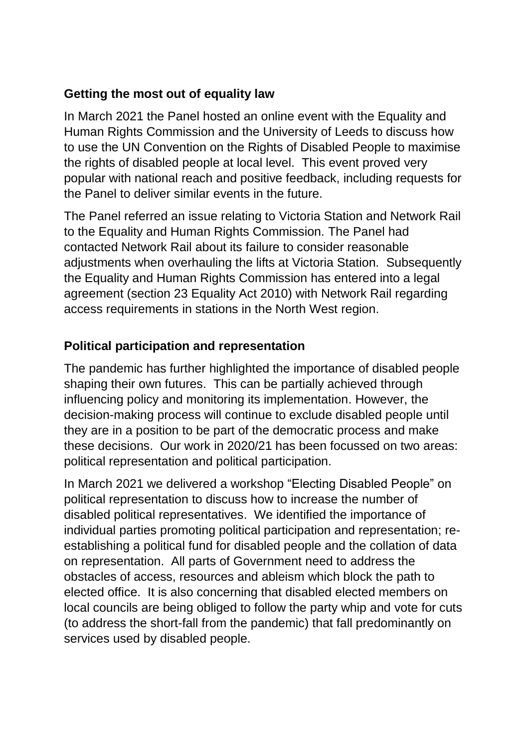## Getting the most out of equality law

In March 2021 the Panel hosted an online event with the Equality and Human Rights Commission and the University of Leeds to discuss how to use the UN Convention on the Rights of Disabled People to maximise the rights of disabled people at local level. This event proved very popular with national reach and positive feedback, including requests for the Panel to deliver similar events in the future.

The Panel referred an issue relating to Victoria Station and Network Rail to the Equality and Human Rights Commission. The Panel had contacted Network Rail about its failure to consider reasonable adjustments when overhauling the lifts at Victoria Station. Subsequently the Equality and Human Rights Commission has entered into a legal agreement (section 23 Equality Act 2010) with Network Rail regarding access requirements in stations in the North West region.

## Political participation and representation

The pandemic has further highlighted the importance of disabled people shaping their own futures. This can be partially achieved through influencing policy and monitoring its implementation. However, the decision-making process will continue to exclude disabled people until they are in a position to be part of the democratic process and make these decisions. Our work in 2020/21 has been focussed on two areas: political representation and political participation.

In March 2021 we delivered a workshop "Electing Disabled People" on political representation to discuss how to increase the number of disabled political representatives. We identified the importance of individual parties promoting political participation and representation; re-establishing a political fund for disabled people and the collation of data on representation. All parts of Government need to address the obstacles of access, resources and ableism which block the path to elected office. It is also concerning that disabled elected members on local councils are being obliged to follow the party whip and vote for cuts (to address the short-fall from the pandemic) that fall predominantly on services used by disabled people.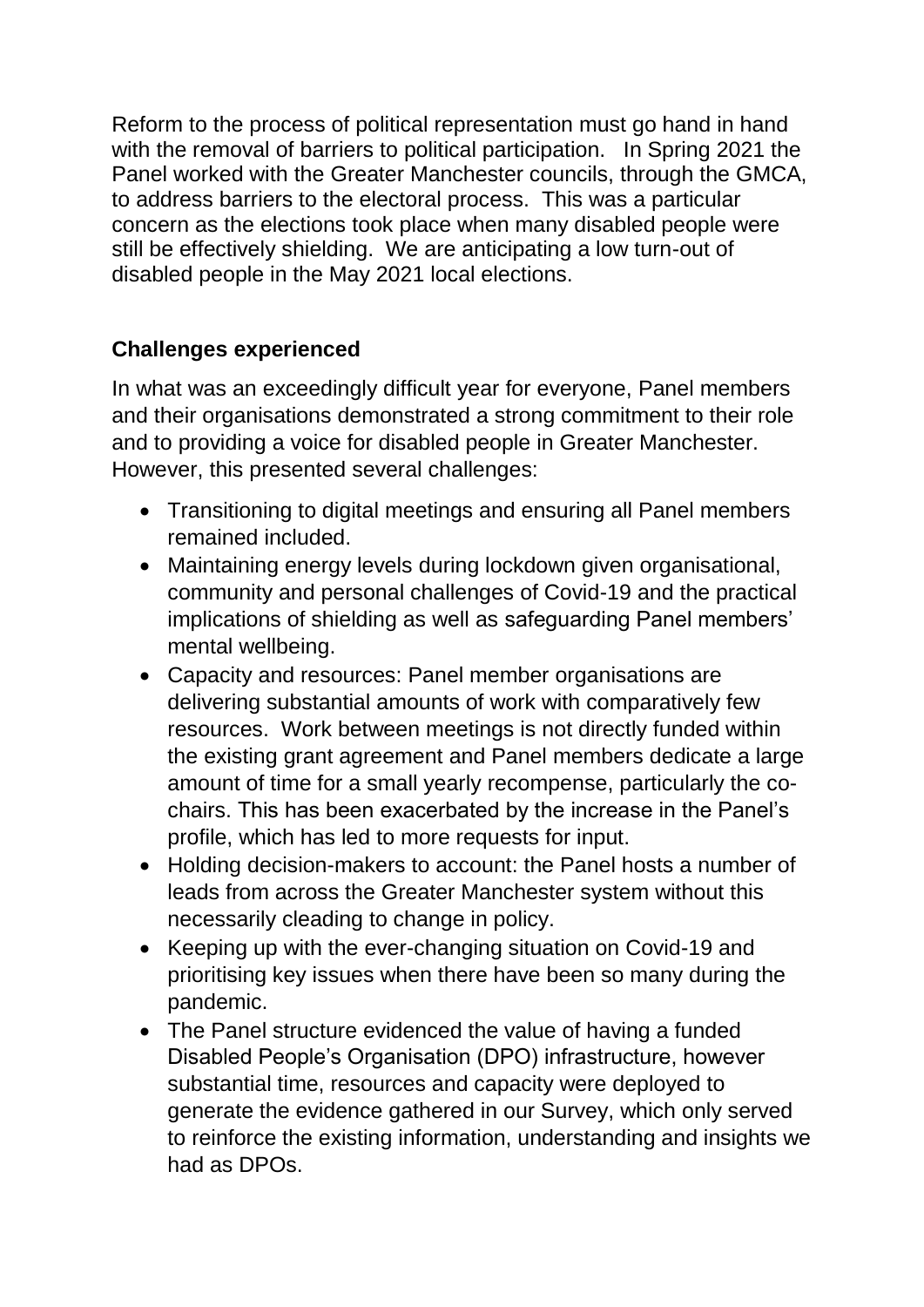Reform to the process of political representation must go hand in hand with the removal of barriers to political participation. In Spring 2021 the Panel worked with the Greater Manchester councils, through the GMCA, to address barriers to the electoral process. This was a particular concern as the elections took place when many disabled people were still be effectively shielding. We are anticipating a low turn-out of disabled people in the May 2021 local elections.

### Challenges experienced

In what was an exceedingly difficult year for everyone, Panel members and their organisations demonstrated a strong commitment to their role and to providing a voice for disabled people in Greater Manchester. However, this presented several challenges:

- Transitioning to digital meetings and ensuring all Panel members remained included.
- Maintaining energy levels during lockdown given organisational, community and personal challenges of Covid-19 and the practical implications of shielding as well as safeguarding Panel members' mental wellbeing.
- Capacity and resources: Panel member organisations are delivering substantial amounts of work with comparatively few resources. Work between meetings is not directly funded within the existing grant agreement and Panel members dedicate a large amount of time for a small yearly recompense, particularly the co-chairs. This has been exacerbated by the increase in the Panel's profile, which has led to more requests for input.
- Holding decision-makers to account: the Panel hosts a number of leads from across the Greater Manchester system without this necessarily cleading to change in policy.
- Keeping up with the ever-changing situation on Covid-19 and prioritising key issues when there have been so many during the pandemic.
- The Panel structure evidenced the value of having a funded Disabled People's Organisation (DPO) infrastructure, however substantial time, resources and capacity were deployed to generate the evidence gathered in our Survey, which only served to reinforce the existing information, understanding and insights we had as DPOs.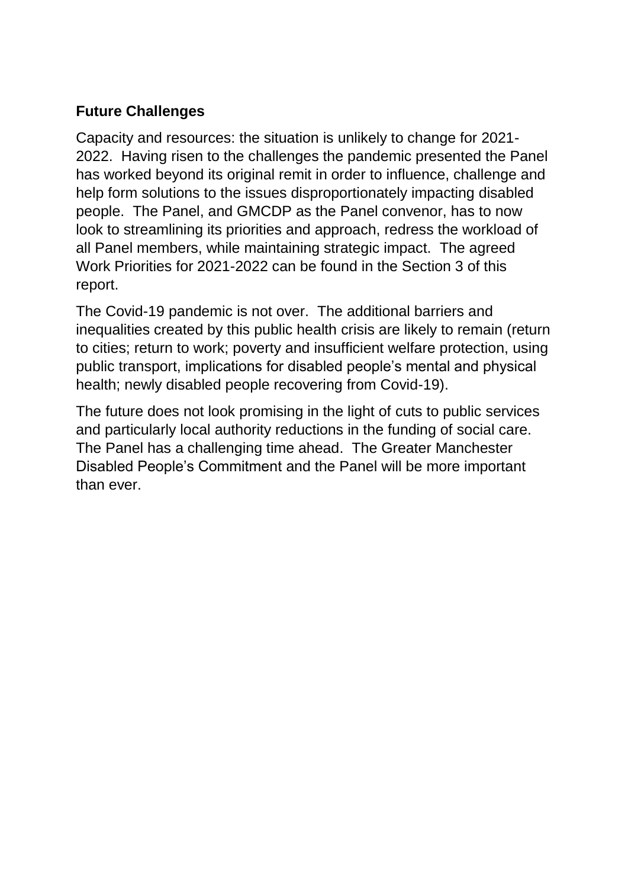**Future Challenges**

Capacity and resources: the situation is unlikely to change for 2021-2022. Having risen to the challenges the pandemic presented the Panel has worked beyond its original remit in order to influence, challenge and help form solutions to the issues disproportionately impacting disabled people. The Panel, and GMCDP as the Panel convenor, has to now look to streamlining its priorities and approach, redress the workload of all Panel members, while maintaining strategic impact. The agreed Work Priorities for 2021-2022 can be found in the Section 3 of this report.

The Covid-19 pandemic is not over. The additional barriers and inequalities created by this public health crisis are likely to remain (return to cities; return to work; poverty and insufficient welfare protection, using public transport, implications for disabled people's mental and physical health; newly disabled people recovering from Covid-19).

The future does not look promising in the light of cuts to public services and particularly local authority reductions in the funding of social care. The Panel has a challenging time ahead. The Greater Manchester Disabled People's Commitment and the Panel will be more important than ever.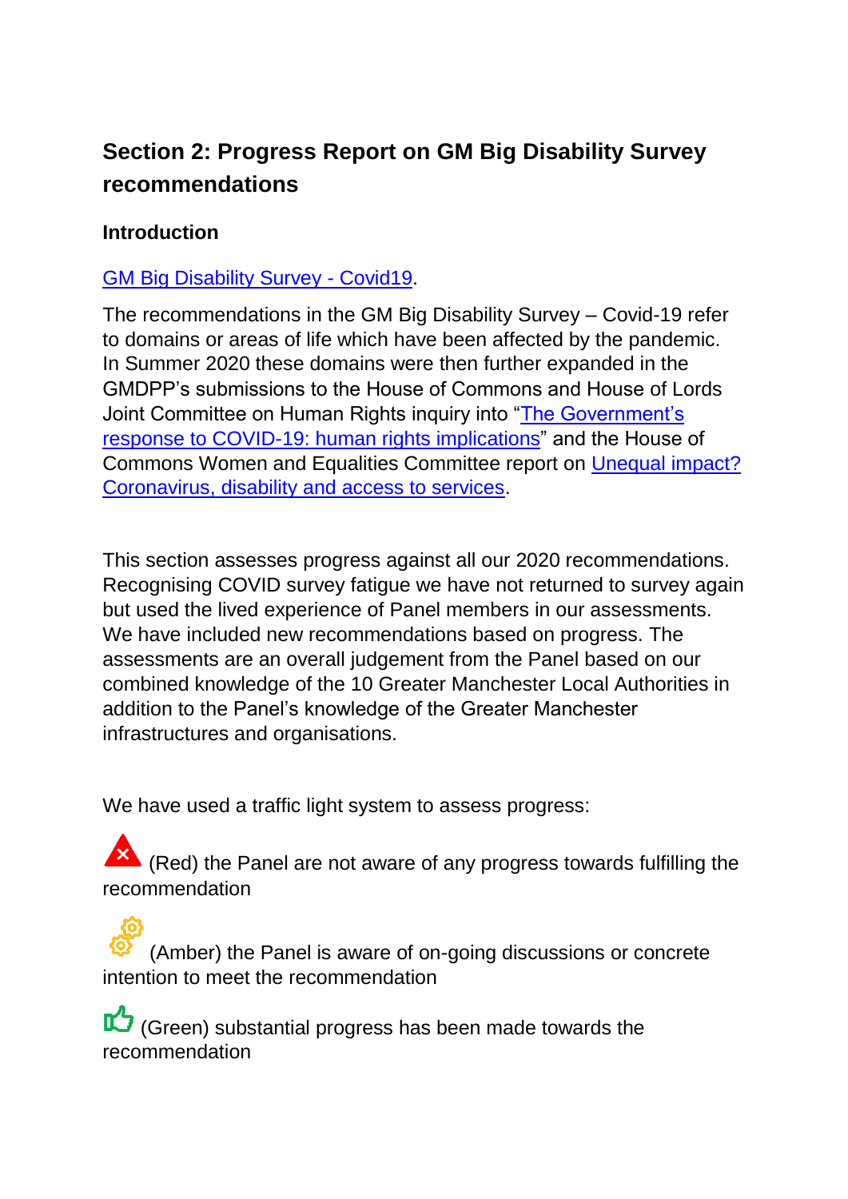## Section 2: Progress Report on GM Big Disability Survey recommendations

### Introduction

[GM Big Disability Survey - Covid19](#).

The recommendations in the GM Big Disability Survey – Covid-19 refer to domains or areas of life which have been affected by the pandemic. In Summer 2020 these domains were then further expanded in the GMDPP's submissions to the House of Commons and House of Lords Joint Committee on Human Rights inquiry into "[The Government's response to COVID-19: human rights implications](#)" and the House of Commons Women and Equalities Committee report on [Unequal impact? Coronavirus, disability and access to services](#).

This section assesses progress against all our 2020 recommendations. Recognising COVID survey fatigue we have not returned to survey again but used the lived experience of Panel members in our assessments. We have included new recommendations based on progress. The assessments are an overall judgement from the Panel based on our combined knowledge of the 10 Greater Manchester Local Authorities in addition to the Panel's knowledge of the Greater Manchester infrastructures and organisations.

We have used a traffic light system to assess progress:

(Red) the Panel are not aware of any progress towards fulfilling the recommendation

(Amber) the Panel is aware of on-going discussions or concrete intention to meet the recommendation

(Green) substantial progress has been made towards the recommendation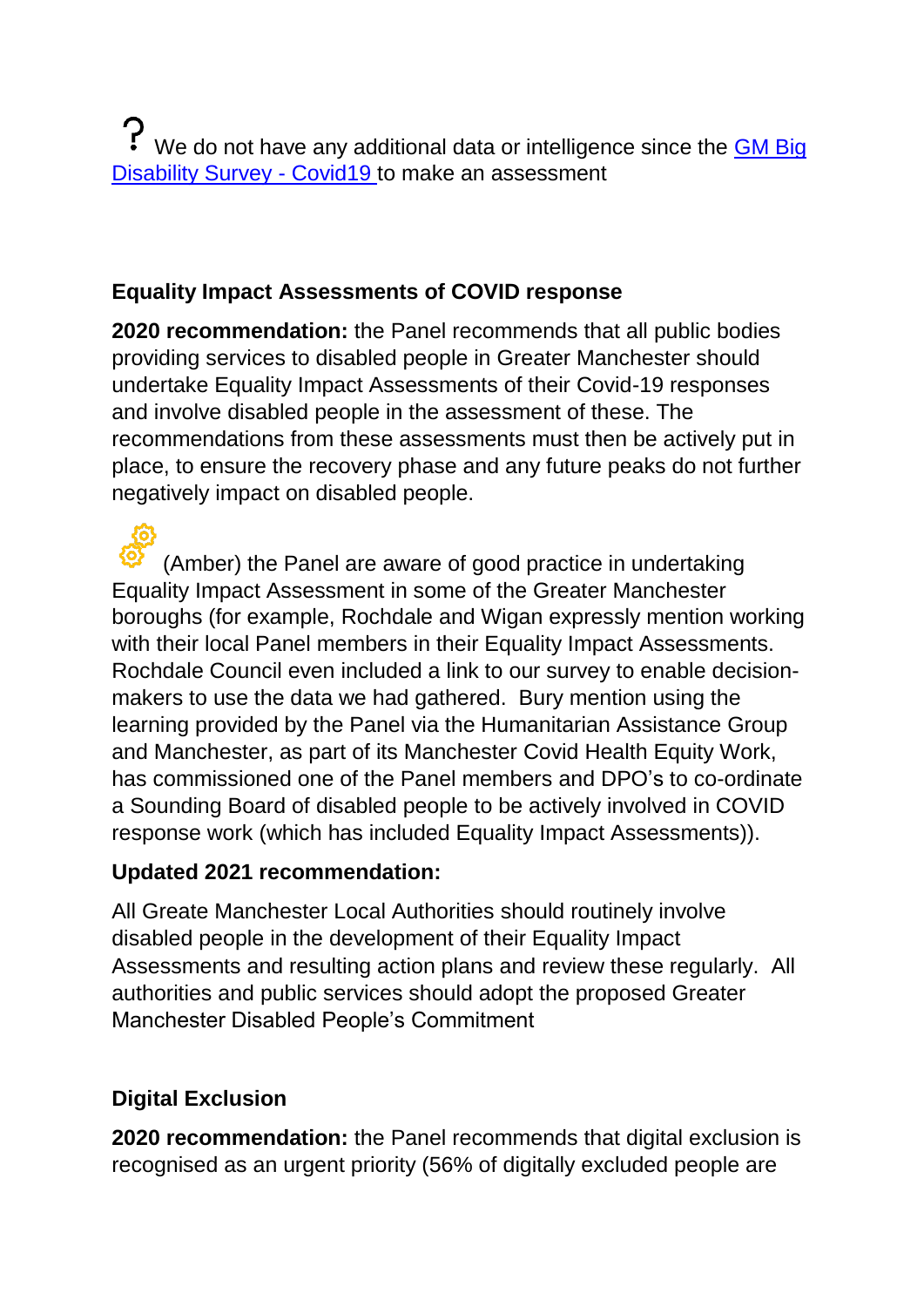? We do not have any additional data or intelligence since the [GM Big Disability Survey - Covid19](#) to make an assessment

**Equality Impact Assessments of COVID response**

**2020 recommendation:** the Panel recommends that all public bodies providing services to disabled people in Greater Manchester should undertake Equality Impact Assessments of their Covid-19 responses and involve disabled people in the assessment of these. The recommendations from these assessments must then be actively put in place, to ensure the recovery phase and any future peaks do not further negatively impact on disabled people.

(Amber) the Panel are aware of good practice in undertaking Equality Impact Assessment in some of the Greater Manchester boroughs (for example, Rochdale and Wigan expressly mention working with their local Panel members in their Equality Impact Assessments. Rochdale Council even included a link to our survey to enable decision-makers to use the data we had gathered. Bury mention using the learning provided by the Panel via the Humanitarian Assistance Group and Manchester, as part of its Manchester Covid Health Equity Work, has commissioned one of the Panel members and DPO's to co-ordinate a Sounding Board of disabled people to be actively involved in COVID response work (which has included Equality Impact Assessments)).

**Updated 2021 recommendation:**

All Greate Manchester Local Authorities should routinely involve disabled people in the development of their Equality Impact Assessments and resulting action plans and review these regularly. All authorities and public services should adopt the proposed Greater Manchester Disabled People's Commitment

**Digital Exclusion**

**2020 recommendation:** the Panel recommends that digital exclusion is recognised as an urgent priority (56% of digitally excluded people are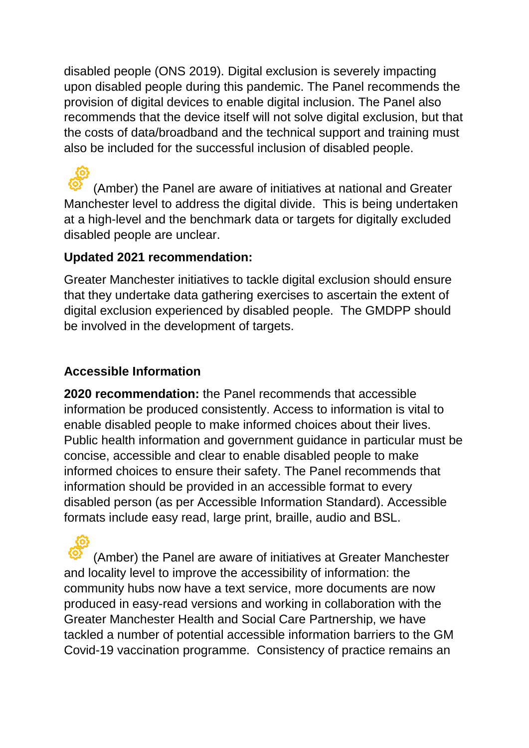disabled people (ONS 2019). Digital exclusion is severely impacting upon disabled people during this pandemic. The Panel recommends the provision of digital devices to enable digital inclusion. The Panel also recommends that the device itself will not solve digital exclusion, but that the costs of data/broadband and the technical support and training must also be included for the successful inclusion of disabled people.

(Amber) the Panel are aware of initiatives at national and Greater Manchester level to address the digital divide. This is being undertaken at a high-level and the benchmark data or targets for digitally excluded disabled people are unclear.

**Updated 2021 recommendation:**

Greater Manchester initiatives to tackle digital exclusion should ensure that they undertake data gathering exercises to ascertain the extent of digital exclusion experienced by disabled people. The GMDPP should be involved in the development of targets.

**Accessible Information**

**2020 recommendation:** the Panel recommends that accessible information be produced consistently. Access to information is vital to enable disabled people to make informed choices about their lives. Public health information and government guidance in particular must be concise, accessible and clear to enable disabled people to make informed choices to ensure their safety. The Panel recommends that information should be provided in an accessible format to every disabled person (as per Accessible Information Standard). Accessible formats include easy read, large print, braille, audio and BSL.

(Amber) the Panel are aware of initiatives at Greater Manchester and locality level to improve the accessibility of information: the community hubs now have a text service, more documents are now produced in easy-read versions and working in collaboration with the Greater Manchester Health and Social Care Partnership, we have tackled a number of potential accessible information barriers to the GM Covid-19 vaccination programme. Consistency of practice remains an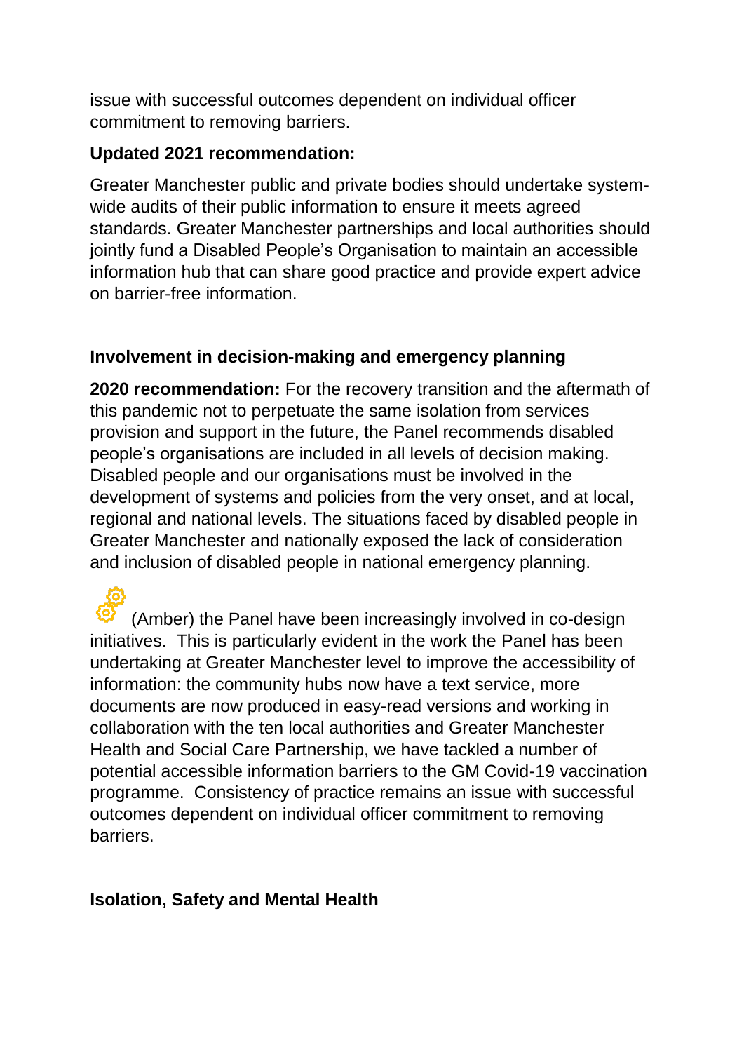issue with successful outcomes dependent on individual officer commitment to removing barriers.

**Updated 2021 recommendation:**

Greater Manchester public and private bodies should undertake system-wide audits of their public information to ensure it meets agreed standards. Greater Manchester partnerships and local authorities should jointly fund a Disabled People's Organisation to maintain an accessible information hub that can share good practice and provide expert advice on barrier-free information.

**Involvement in decision-making and emergency planning**

**2020 recommendation:** For the recovery transition and the aftermath of this pandemic not to perpetuate the same isolation from services provision and support in the future, the Panel recommends disabled people's organisations are included in all levels of decision making. Disabled people and our organisations must be involved in the development of systems and policies from the very onset, and at local, regional and national levels. The situations faced by disabled people in Greater Manchester and nationally exposed the lack of consideration and inclusion of disabled people in national emergency planning.

(Amber) the Panel have been increasingly involved in co-design initiatives. This is particularly evident in the work the Panel has been undertaking at Greater Manchester level to improve the accessibility of information: the community hubs now have a text service, more documents are now produced in easy-read versions and working in collaboration with the ten local authorities and Greater Manchester Health and Social Care Partnership, we have tackled a number of potential accessible information barriers to the GM Covid-19 vaccination programme. Consistency of practice remains an issue with successful outcomes dependent on individual officer commitment to removing barriers.

**Isolation, Safety and Mental Health**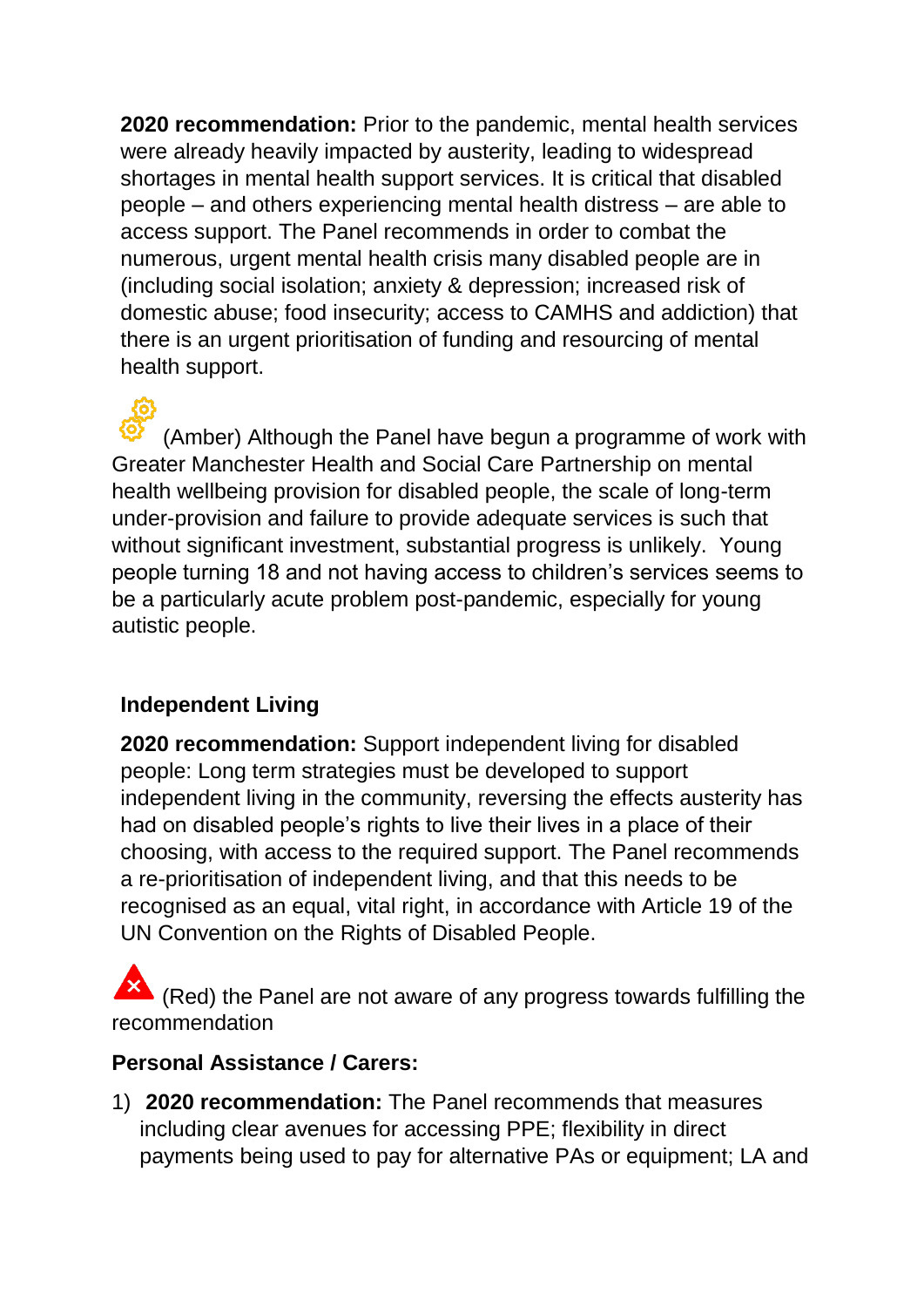**2020 recommendation:** Prior to the pandemic, mental health services were already heavily impacted by austerity, leading to widespread shortages in mental health support services. It is critical that disabled people – and others experiencing mental health distress – are able to access support. The Panel recommends in order to combat the numerous, urgent mental health crisis many disabled people are in (including social isolation; anxiety & depression; increased risk of domestic abuse; food insecurity; access to CAMHS and addiction) that there is an urgent prioritisation of funding and resourcing of mental health support.

(Amber) Although the Panel have begun a programme of work with Greater Manchester Health and Social Care Partnership on mental health wellbeing provision for disabled people, the scale of long-term under-provision and failure to provide adequate services is such that without significant investment, substantial progress is unlikely. Young people turning 18 and not having access to children's services seems to be a particularly acute problem post-pandemic, especially for young autistic people.

**Independent Living**

**2020 recommendation:** Support independent living for disabled people: Long term strategies must be developed to support independent living in the community, reversing the effects austerity has had on disabled people's rights to live their lives in a place of their choosing, with access to the required support. The Panel recommends a re-prioritisation of independent living, and that this needs to be recognised as an equal, vital right, in accordance with Article 19 of the UN Convention on the Rights of Disabled People.

(Red) the Panel are not aware of any progress towards fulfilling the recommendation

**Personal Assistance / Carers:**

1) **2020 recommendation:** The Panel recommends that measures including clear avenues for accessing PPE; flexibility in direct payments being used to pay for alternative PAs or equipment; LA and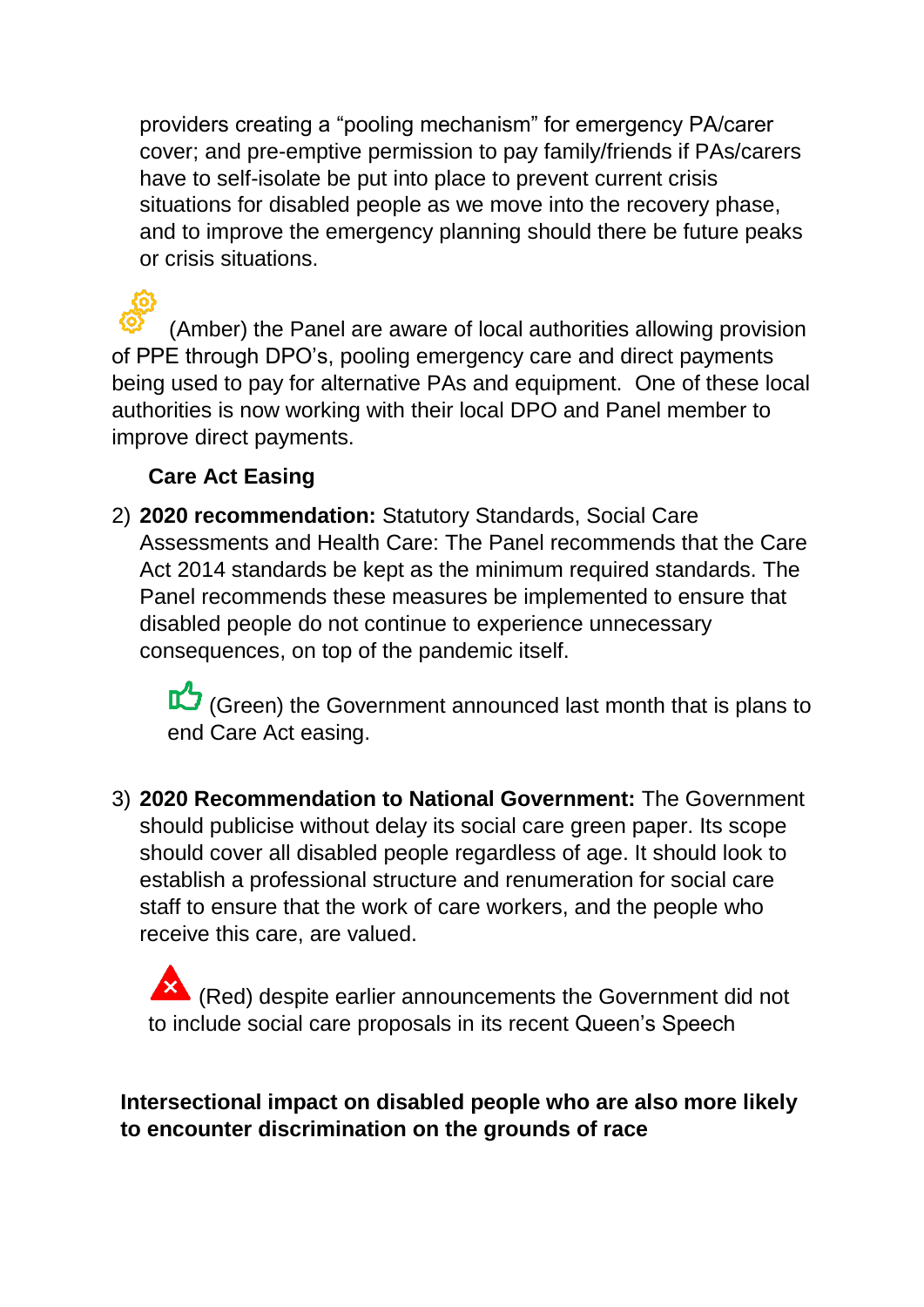providers creating a “pooling mechanism” for emergency PA/carer cover; and pre-emptive permission to pay family/friends if PAs/carers have to self-isolate be put into place to prevent current crisis situations for disabled people as we move into the recovery phase, and to improve the emergency planning should there be future peaks or crisis situations.

(Amber) the Panel are aware of local authorities allowing provision of PPE through DPO’s, pooling emergency care and direct payments being used to pay for alternative PAs and equipment. One of these local authorities is now working with their local DPO and Panel member to improve direct payments.

**Care Act Easing**

2) **2020 recommendation:** Statutory Standards, Social Care Assessments and Health Care: The Panel recommends that the Care Act 2014 standards be kept as the minimum required standards. The Panel recommends these measures be implemented to ensure that disabled people do not continue to experience unnecessary consequences, on top of the pandemic itself.

   (Green) the Government announced last month that is plans to end Care Act easing.

3) **2020 Recommendation to National Government:** The Government should publicise without delay its social care green paper. Its scope should cover all disabled people regardless of age. It should look to establish a professional structure and renumeration for social care staff to ensure that the work of care workers, and the people who receive this care, are valued.

   (Red) despite earlier announcements the Government did not to include social care proposals in its recent Queen’s Speech

**Intersectional impact on disabled people who are also more likely to encounter discrimination on the grounds of race**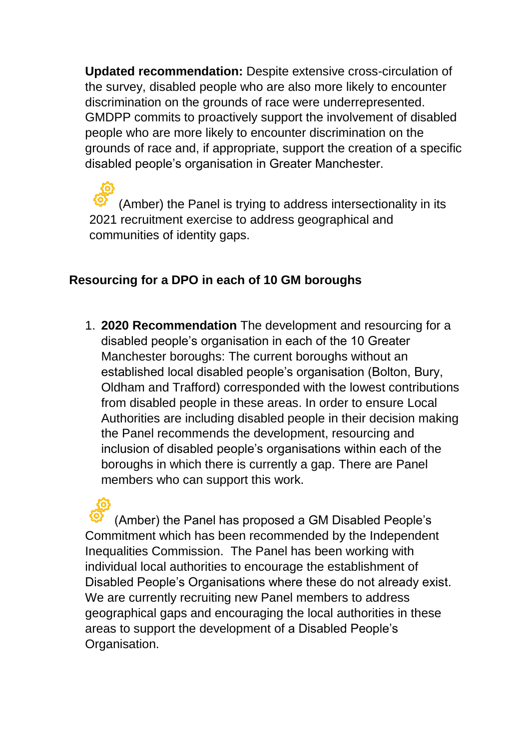**Updated recommendation:** Despite extensive cross-circulation of the survey, disabled people who are also more likely to encounter discrimination on the grounds of race were underrepresented. GMDPP commits to proactively support the involvement of disabled people who are more likely to encounter discrimination on the grounds of race and, if appropriate, support the creation of a specific disabled people's organisation in Greater Manchester.

(Amber) the Panel is trying to address intersectionality in its 2021 recruitment exercise to address geographical and communities of identity gaps.

### Resourcing for a DPO in each of 10 GM boroughs

1. **2020 Recommendation** The development and resourcing for a disabled people's organisation in each of the 10 Greater Manchester boroughs: The current boroughs without an established local disabled people's organisation (Bolton, Bury, Oldham and Trafford) corresponded with the lowest contributions from disabled people in these areas. In order to ensure Local Authorities are including disabled people in their decision making the Panel recommends the development, resourcing and inclusion of disabled people's organisations within each of the boroughs in which there is currently a gap. There are Panel members who can support this work.

(Amber) the Panel has proposed a GM Disabled People's Commitment which has been recommended by the Independent Inequalities Commission. The Panel has been working with individual local authorities to encourage the establishment of Disabled People's Organisations where these do not already exist. We are currently recruiting new Panel members to address geographical gaps and encouraging the local authorities in these areas to support the development of a Disabled People's Organisation.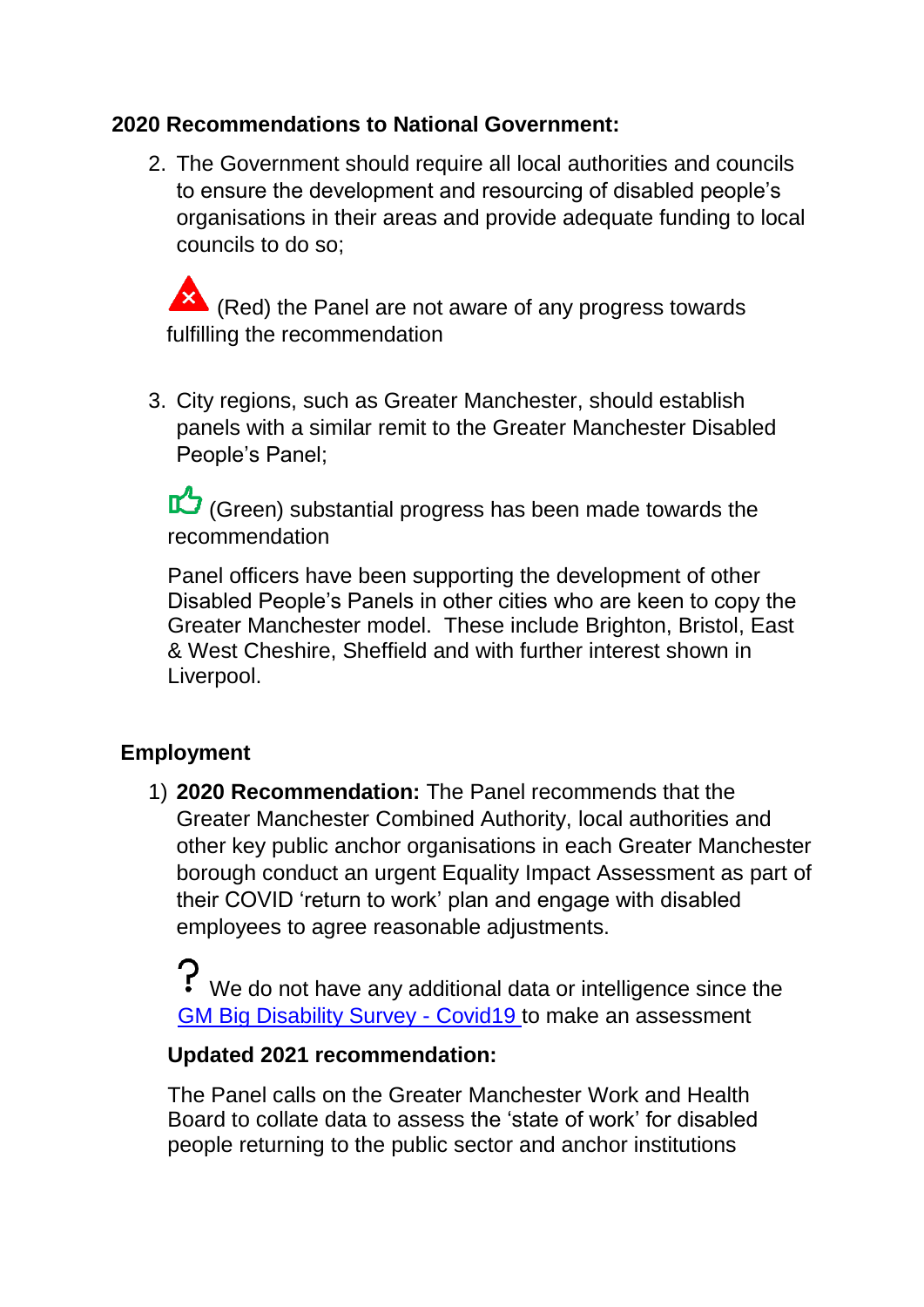**2020 Recommendations to National Government:**

2. The Government should require all local authorities and councils to ensure the development and resourcing of disabled people's organisations in their areas and provide adequate funding to local councils to do so;

   (Red) the Panel are not aware of any progress towards fulfilling the recommendation

3. City regions, such as Greater Manchester, should establish panels with a similar remit to the Greater Manchester Disabled People's Panel;

   (Green) substantial progress has been made towards the recommendation

   Panel officers have been supporting the development of other Disabled People's Panels in other cities who are keen to copy the Greater Manchester model. These include Brighton, Bristol, East & West Cheshire, Sheffield and with further interest shown in Liverpool.

**Employment**

1) **2020 Recommendation:** The Panel recommends that the Greater Manchester Combined Authority, local authorities and other key public anchor organisations in each Greater Manchester borough conduct an urgent Equality Impact Assessment as part of their COVID 'return to work' plan and engage with disabled employees to agree reasonable adjustments.

   ? We do not have any additional data or intelligence since the GM Big Disability Survey - Covid19 to make an assessment

   **Updated 2021 recommendation:**

   The Panel calls on the Greater Manchester Work and Health Board to collate data to assess the 'state of work' for disabled people returning to the public sector and anchor institutions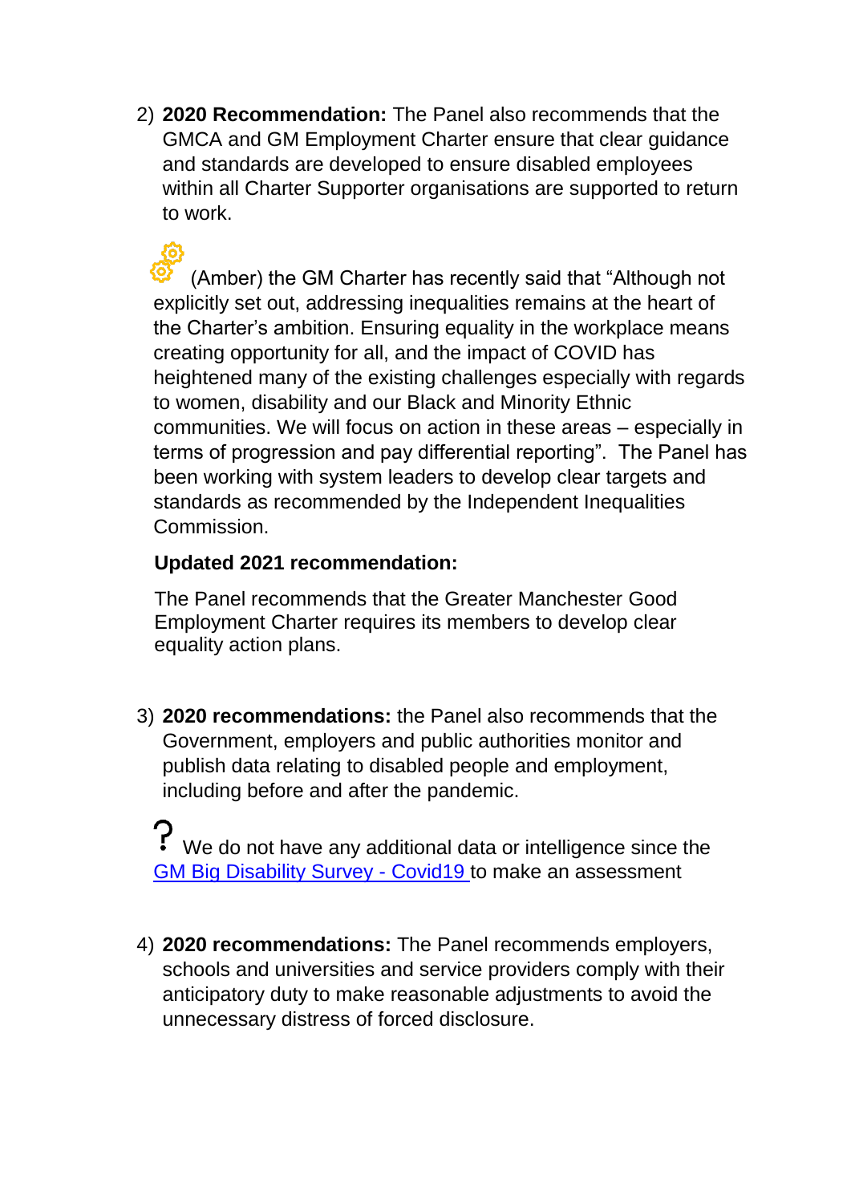2) **2020 Recommendation:** The Panel also recommends that the GMCA and GM Employment Charter ensure that clear guidance and standards are developed to ensure disabled employees within all Charter Supporter organisations are supported to return to work.

   (Amber) the GM Charter has recently said that "Although not explicitly set out, addressing inequalities remains at the heart of the Charter's ambition. Ensuring equality in the workplace means creating opportunity for all, and the impact of COVID has heightened many of the existing challenges especially with regards to women, disability and our Black and Minority Ethnic communities. We will focus on action in these areas – especially in terms of progression and pay differential reporting". The Panel has been working with system leaders to develop clear targets and standards as recommended by the Independent Inequalities Commission.

   **Updated 2021 recommendation:**

   The Panel recommends that the Greater Manchester Good Employment Charter requires its members to develop clear equality action plans.

3) **2020 recommendations:** the Panel also recommends that the Government, employers and public authorities monitor and publish data relating to disabled people and employment, including before and after the pandemic.

   ? We do not have any additional data or intelligence since the GM Big Disability Survey - Covid19 to make an assessment

4) **2020 recommendations:** The Panel recommends employers, schools and universities and service providers comply with their anticipatory duty to make reasonable adjustments to avoid the unnecessary distress of forced disclosure.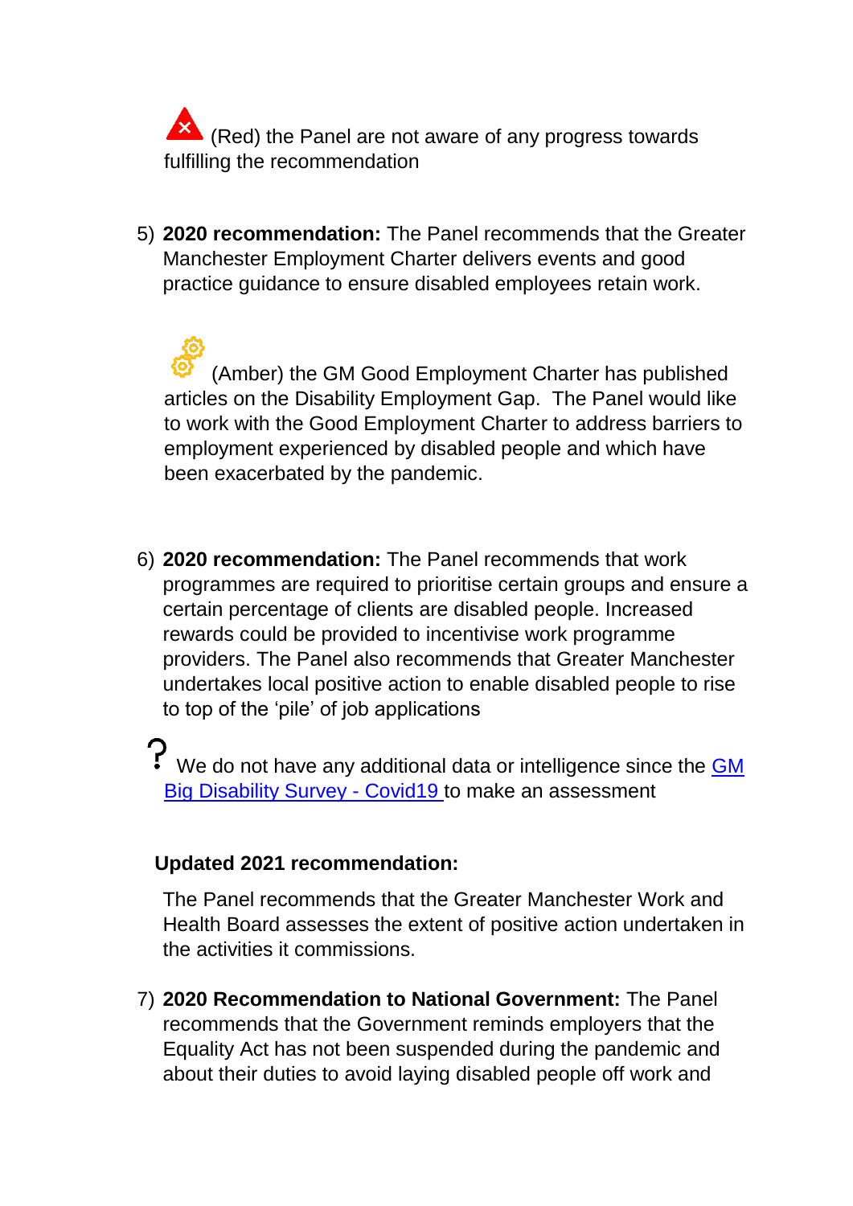(Red) the Panel are not aware of any progress towards fulfilling the recommendation

5) **2020 recommendation:** The Panel recommends that the Greater Manchester Employment Charter delivers events and good practice guidance to ensure disabled employees retain work.

   (Amber) the GM Good Employment Charter has published articles on the Disability Employment Gap. The Panel would like to work with the Good Employment Charter to address barriers to employment experienced by disabled people and which have been exacerbated by the pandemic.

6) **2020 recommendation:** The Panel recommends that work programmes are required to prioritise certain groups and ensure a certain percentage of clients are disabled people. Increased rewards could be provided to incentivise work programme providers. The Panel also recommends that Greater Manchester undertakes local positive action to enable disabled people to rise to top of the 'pile' of job applications

   ? We do not have any additional data or intelligence since the GM Big Disability Survey - Covid19 to make an assessment

   **Updated 2021 recommendation:**

   The Panel recommends that the Greater Manchester Work and Health Board assesses the extent of positive action undertaken in the activities it commissions.

7) **2020 Recommendation to National Government:** The Panel recommends that the Government reminds employers that the Equality Act has not been suspended during the pandemic and about their duties to avoid laying disabled people off work and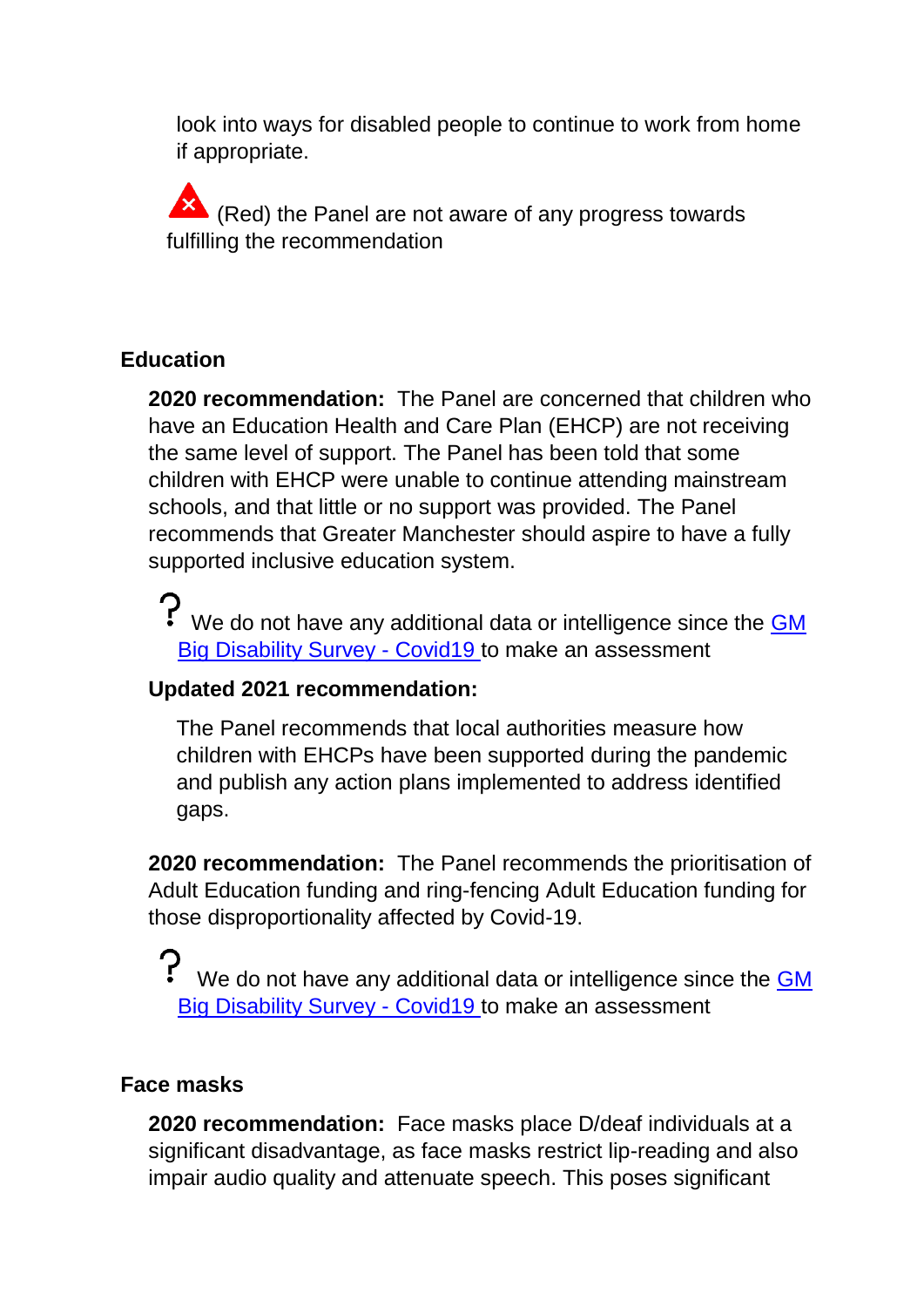look into ways for disabled people to continue to work from home if appropriate.

(Red) the Panel are not aware of any progress towards fulfilling the recommendation

## Education

**2020 recommendation:** The Panel are concerned that children who have an Education Health and Care Plan (EHCP) are not receiving the same level of support. The Panel has been told that some children with EHCP were unable to continue attending mainstream schools, and that little or no support was provided. The Panel recommends that Greater Manchester should aspire to have a fully supported inclusive education system.

? We do not have any additional data or intelligence since the GM Big Disability Survey - Covid19 to make an assessment

**Updated 2021 recommendation:**

The Panel recommends that local authorities measure how children with EHCPs have been supported during the pandemic and publish any action plans implemented to address identified gaps.

**2020 recommendation:** The Panel recommends the prioritisation of Adult Education funding and ring-fencing Adult Education funding for those disproportionality affected by Covid-19.

? We do not have any additional data or intelligence since the GM Big Disability Survey - Covid19 to make an assessment

## Face masks

**2020 recommendation:** Face masks place D/deaf individuals at a significant disadvantage, as face masks restrict lip-reading and also impair audio quality and attenuate speech. This poses significant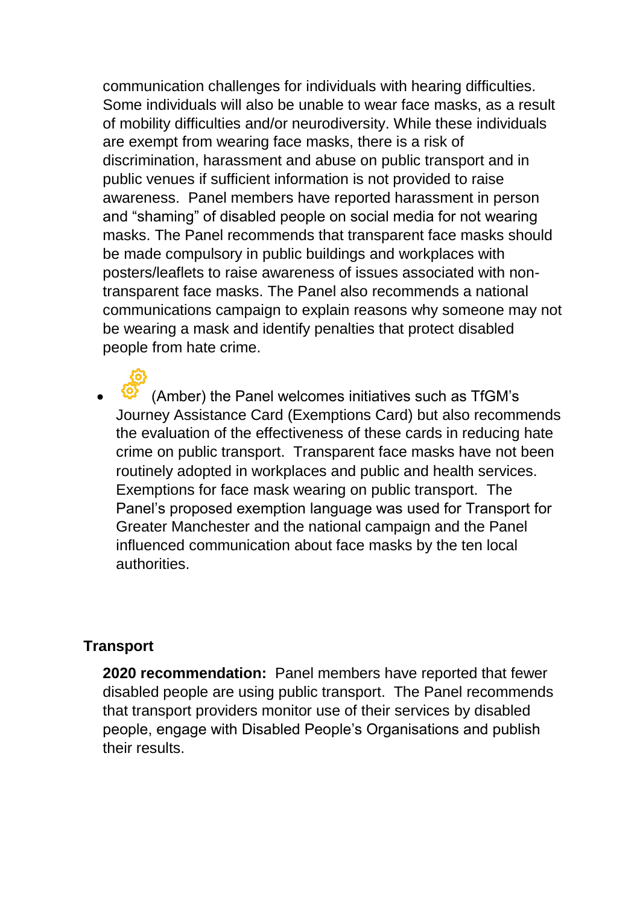communication challenges for individuals with hearing difficulties. Some individuals will also be unable to wear face masks, as a result of mobility difficulties and/or neurodiversity. While these individuals are exempt from wearing face masks, there is a risk of discrimination, harassment and abuse on public transport and in public venues if sufficient information is not provided to raise awareness. Panel members have reported harassment in person and "shaming" of disabled people on social media for not wearing masks. The Panel recommends that transparent face masks should be made compulsory in public buildings and workplaces with posters/leaflets to raise awareness of issues associated with non-transparent face masks. The Panel also recommends a national communications campaign to explain reasons why someone may not be wearing a mask and identify penalties that protect disabled people from hate crime.

- (Amber) the Panel welcomes initiatives such as TfGM's Journey Assistance Card (Exemptions Card) but also recommends the evaluation of the effectiveness of these cards in reducing hate crime on public transport. Transparent face masks have not been routinely adopted in workplaces and public and health services. Exemptions for face mask wearing on public transport. The Panel's proposed exemption language was used for Transport for Greater Manchester and the national campaign and the Panel influenced communication about face masks by the ten local authorities.

### Transport

**2020 recommendation:** Panel members have reported that fewer disabled people are using public transport. The Panel recommends that transport providers monitor use of their services by disabled people, engage with Disabled People's Organisations and publish their results.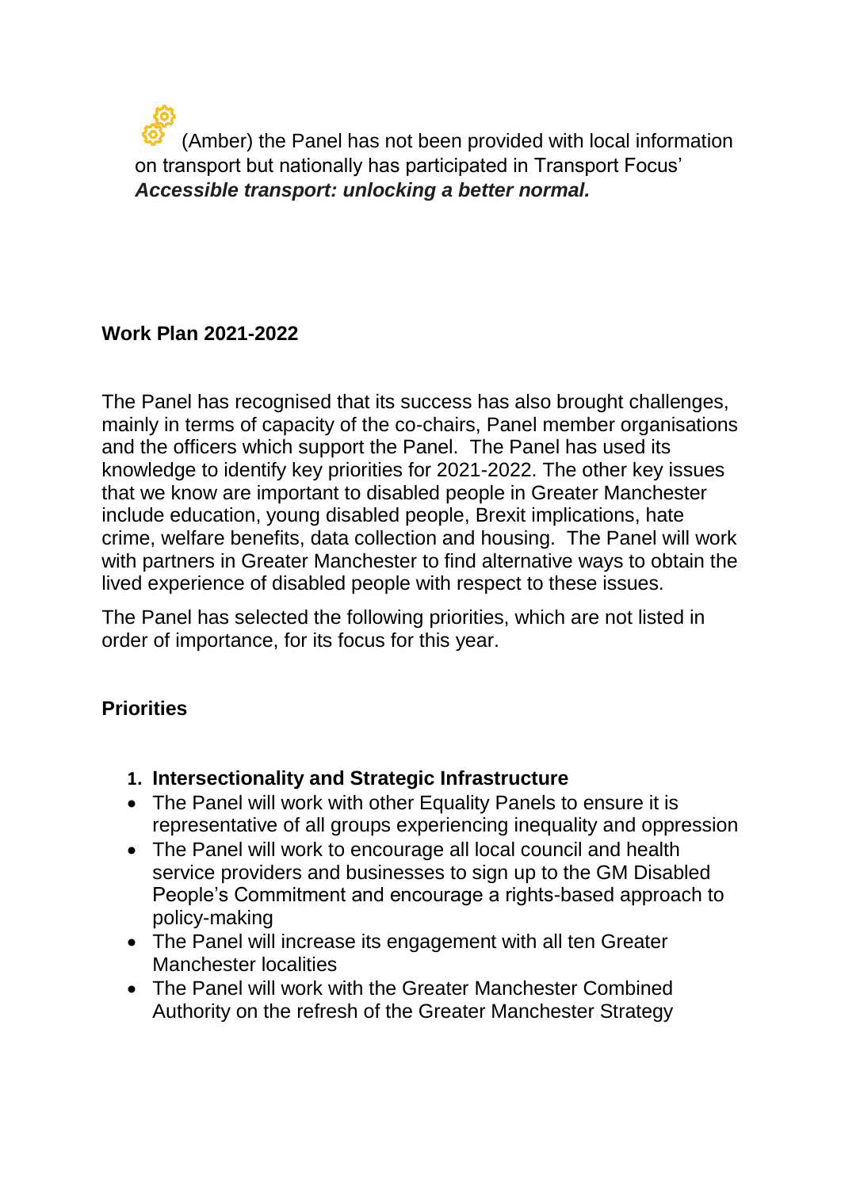(Amber) the Panel has not been provided with local information on transport but nationally has participated in Transport Focus' ***Accessible transport: unlocking a better normal.***

**Work Plan 2021-2022**

The Panel has recognised that its success has also brought challenges, mainly in terms of capacity of the co-chairs, Panel member organisations and the officers which support the Panel. The Panel has used its knowledge to identify key priorities for 2021-2022. The other key issues that we know are important to disabled people in Greater Manchester include education, young disabled people, Brexit implications, hate crime, welfare benefits, data collection and housing. The Panel will work with partners in Greater Manchester to find alternative ways to obtain the lived experience of disabled people with respect to these issues.

The Panel has selected the following priorities, which are not listed in order of importance, for its focus for this year.

**Priorities**

1. **Intersectionality and Strategic Infrastructure**

- The Panel will work with other Equality Panels to ensure it is representative of all groups experiencing inequality and oppression
- The Panel will work to encourage all local council and health service providers and businesses to sign up to the GM Disabled People's Commitment and encourage a rights-based approach to policy-making
- The Panel will increase its engagement with all ten Greater Manchester localities
- The Panel will work with the Greater Manchester Combined Authority on the refresh of the Greater Manchester Strategy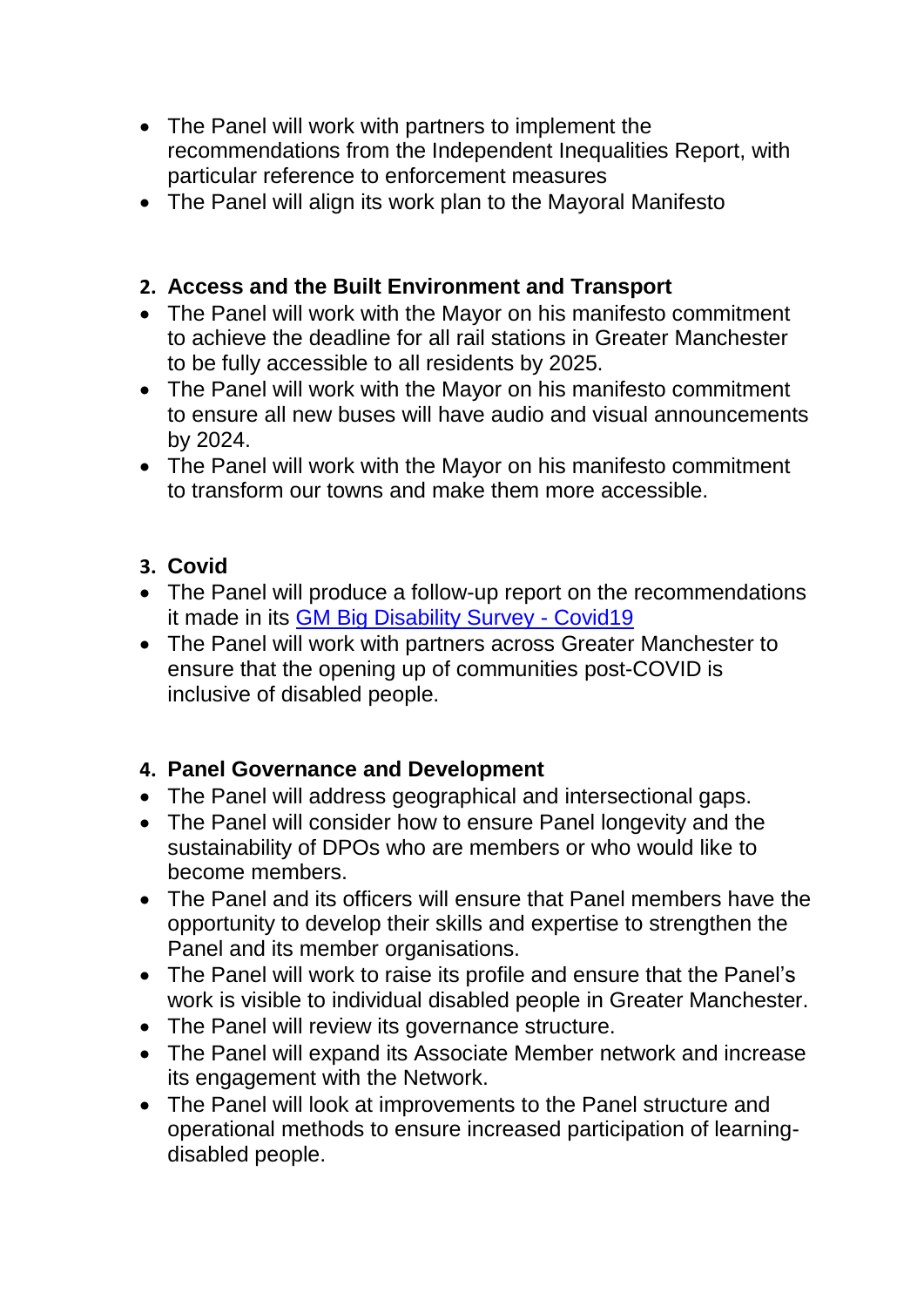- The Panel will work with partners to implement the recommendations from the Independent Inequalities Report, with particular reference to enforcement measures
- The Panel will align its work plan to the Mayoral Manifesto

**2. Access and the Built Environment and Transport**

- The Panel will work with the Mayor on his manifesto commitment to achieve the deadline for all rail stations in Greater Manchester to be fully accessible to all residents by 2025.
- The Panel will work with the Mayor on his manifesto commitment to ensure all new buses will have audio and visual announcements by 2024.
- The Panel will work with the Mayor on his manifesto commitment to transform our towns and make them more accessible.

**3. Covid**

- The Panel will produce a follow-up report on the recommendations it made in its [GM Big Disability Survey - Covid19]
- The Panel will work with partners across Greater Manchester to ensure that the opening up of communities post-COVID is inclusive of disabled people.

**4. Panel Governance and Development**

- The Panel will address geographical and intersectional gaps.
- The Panel will consider how to ensure Panel longevity and the sustainability of DPOs who are members or who would like to become members.
- The Panel and its officers will ensure that Panel members have the opportunity to develop their skills and expertise to strengthen the Panel and its member organisations.
- The Panel will work to raise its profile and ensure that the Panel's work is visible to individual disabled people in Greater Manchester.
- The Panel will review its governance structure.
- The Panel will expand its Associate Member network and increase its engagement with the Network.
- The Panel will look at improvements to the Panel structure and operational methods to ensure increased participation of learning-disabled people.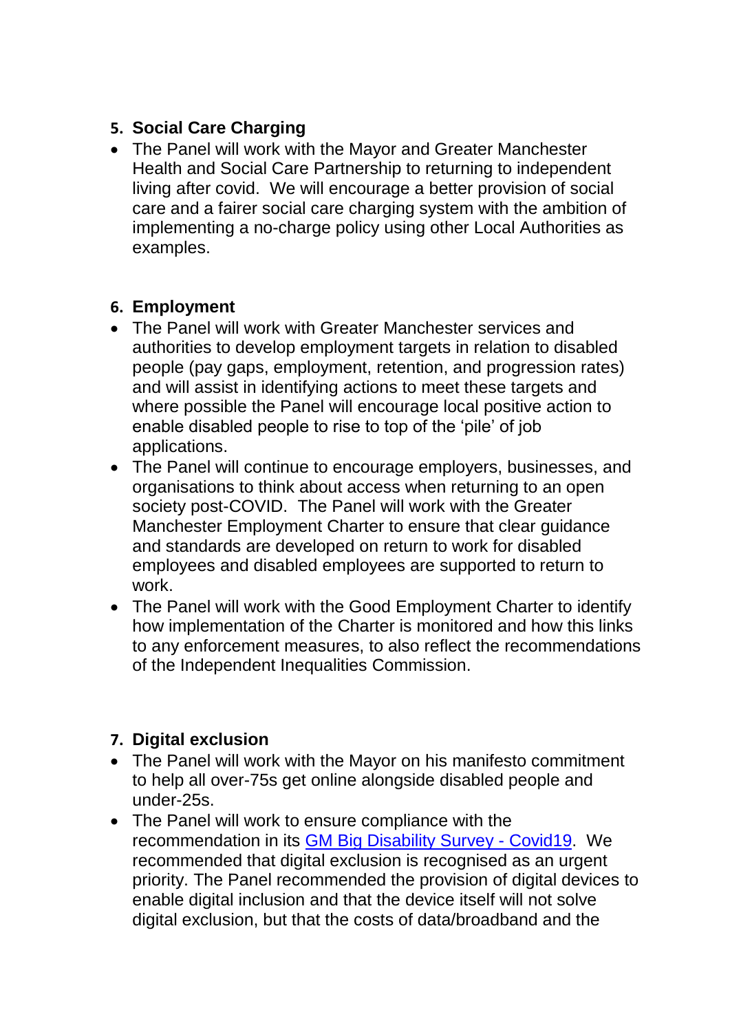## 5. Social Care Charging

- The Panel will work with the Mayor and Greater Manchester Health and Social Care Partnership to returning to independent living after covid. We will encourage a better provision of social care and a fairer social care charging system with the ambition of implementing a no-charge policy using other Local Authorities as examples.

## 6. Employment

- The Panel will work with Greater Manchester services and authorities to develop employment targets in relation to disabled people (pay gaps, employment, retention, and progression rates) and will assist in identifying actions to meet these targets and where possible the Panel will encourage local positive action to enable disabled people to rise to top of the 'pile' of job applications.
- The Panel will continue to encourage employers, businesses, and organisations to think about access when returning to an open society post-COVID. The Panel will work with the Greater Manchester Employment Charter to ensure that clear guidance and standards are developed on return to work for disabled employees and disabled employees are supported to return to work.
- The Panel will work with the Good Employment Charter to identify how implementation of the Charter is monitored and how this links to any enforcement measures, to also reflect the recommendations of the Independent Inequalities Commission.

## 7. Digital exclusion

- The Panel will work with the Mayor on his manifesto commitment to help all over-75s get online alongside disabled people and under-25s.
- The Panel will work to ensure compliance with the recommendation in its [GM Big Disability Survey - Covid19](). We recommended that digital exclusion is recognised as an urgent priority. The Panel recommended the provision of digital devices to enable digital inclusion and that the device itself will not solve digital exclusion, but that the costs of data/broadband and the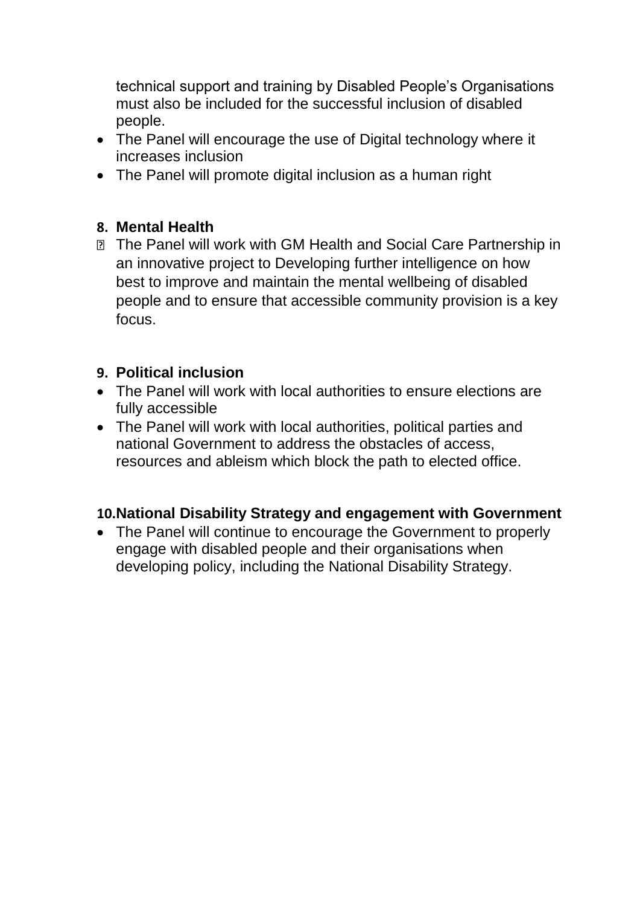technical support and training by Disabled People's Organisations must also be included for the successful inclusion of disabled people.

- The Panel will encourage the use of Digital technology where it increases inclusion
- The Panel will promote digital inclusion as a human right

**8. Mental Health**

- The Panel will work with GM Health and Social Care Partnership in an innovative project to Developing further intelligence on how best to improve and maintain the mental wellbeing of disabled people and to ensure that accessible community provision is a key focus.

**9. Political inclusion**

- The Panel will work with local authorities to ensure elections are fully accessible
- The Panel will work with local authorities, political parties and national Government to address the obstacles of access, resources and ableism which block the path to elected office.

**10. National Disability Strategy and engagement with Government**

- The Panel will continue to encourage the Government to properly engage with disabled people and their organisations when developing policy, including the National Disability Strategy.